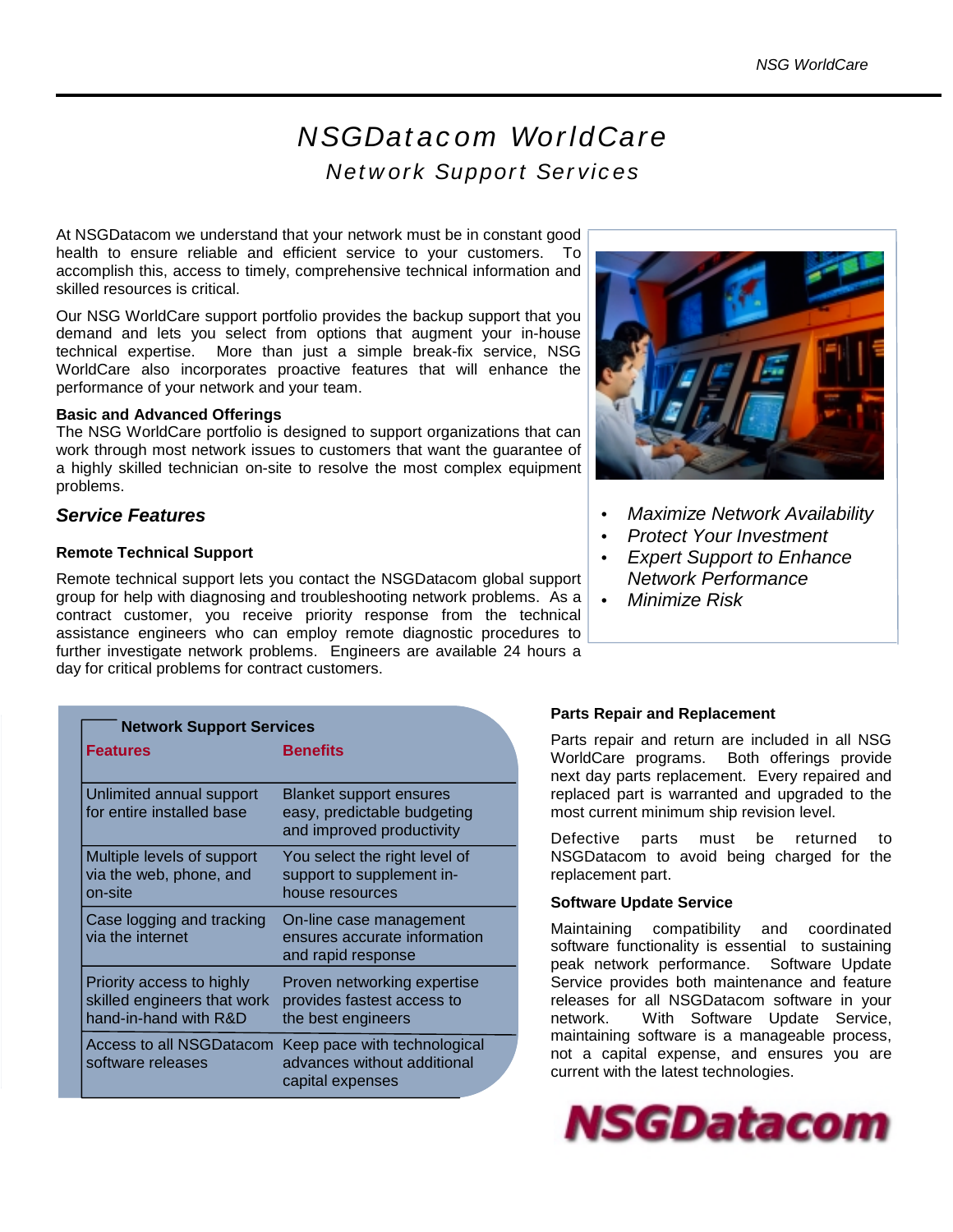# NSGDatacom WorldCare

## Network Support Services

At NSGDatacom we understand that your network must be in constant good health to ensure reliable and efficient service to your customers. To accomplish this, access to timely, comprehensive technical information and skilled resources is critical.

Our NSG WorldCare support portfolio provides the backup support that you demand and lets you select from options that augment your in-house technical expertise. More than just a simple break-fix service, NSG WorldCare also incorporates proactive features that will enhance the performance of your network and your team.

**Basic and Advanced Offerings**

The NSG WorldCare portfolio is designed to support organizations that can work through most network issues to customers that want the guarantee of a highly skilled technician on-site to resolve the most complex equipment problems.

- *Maximize Network Availability*
- *Protect Your Investment*
- *Expert Support to Enhance Network Performance*
- *Minimize Risk*

### *Service Features*

**Remote Technical Support**

Remote technical support lets you contact the NSGDatacom global support group for help with diagnosing and troubleshooting network problems. As a contract customer, you receive priority response from the technical assistance engineers who can employ remote diagnostic procedures to further investigate network problems. Engineers are available 24 hours a day for critical problems for contract customers.

**Network Support Services**

| Features | Benefits |
| --- | --- |
| Unlimited annual support for entire installed base | Blanket support ensures easy, predictable budgeting and improved productivity |
| Multiple levels of support via the web, phone, and on-site | You select the right level of support to supplement in-house resources |
| Case logging and tracking via the internet | On-line case management ensures accurate information and rapid response |
| Priority access to highly skilled engineers that work hand-in-hand with R&D | Proven networking expertise provides fastest access to the best engineers |
| Access to all NSGDatacom software releases | Keep pace with technological advances without additional capital expenses |

**Parts Repair and Replacement**

Parts repair and return are included in all NSG WorldCare programs. Both offerings provide next day parts replacement. Every repaired and replaced part is warranted and upgraded to the most current minimum ship revision level.

Defective parts must be returned to NSGDatacom to avoid being charged for the replacement part.

**Software Update Service**

Maintaining compatibility and coordinated software functionality is essential to sustaining peak network performance. Software Update Service provides both maintenance and feature releases for all NSGDatacom software in your network. With Software Update Service, maintaining software is a manageable process, not a capital expense, and ensures you are current with the latest technologies.

**NSGDatacom**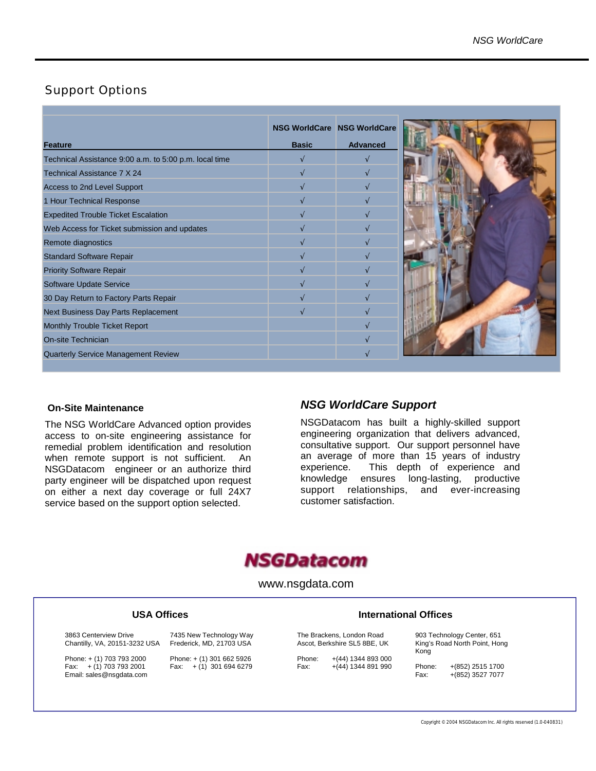## Support Options

| Feature | NSG WorldCare Basic | NSG WorldCare Advanced |
|---|---|---|
| Technical Assistance 9:00 a.m. to 5:00 p.m. local time | √ | √ |
| Technical Assistance 7 X 24 | √ | √ |
| Access to 2nd Level Support | √ | √ |
| 1 Hour Technical Response | √ | √ |
| Expedited Trouble Ticket Escalation | √ | √ |
| Web Access for Ticket submission and updates | √ | √ |
| Remote diagnostics | √ | √ |
| Standard Software Repair | √ | √ |
| Priority Software Repair | √ | √ |
| Software Update Service | √ | √ |
| 30 Day Return to Factory Parts Repair | √ | √ |
| Next Business Day Parts Replacement | √ | √ |
| Monthly Trouble Ticket Report | | √ |
| On-site Technician | | √ |
| Quarterly Service Management Review | | √ |

**On-Site Maintenance**

The NSG WorldCare Advanced option provides access to on-site engineering assistance for remedial problem identification and resolution when remote support is not sufficient. An NSGDatacom engineer or an authorize third party engineer will be dispatched upon request on either a next day coverage or full 24X7 service based on the support option selected.

### *NSG WorldCare Support*

NSGDatacom has built a highly-skilled support engineering organization that delivers advanced, consultative support. Our support personnel have an average of more than 15 years of industry experience. This depth of experience and knowledge ensures long-lasting, productive support relationships, and ever-increasing customer satisfaction.

**NSGDatacom**

www.nsgdata.com

**USA Offices**

3863 Centerview Drive
Chantilly, VA, 20151-3232 USA

Phone: + (1) 703 793 2000
Fax: + (1) 703 793 2001
Email: sales@nsgdata.com

7435 New Technology Way
Frederick, MD, 21703 USA

Phone: + (1) 301 662 5926
Fax: + (1) 301 694 6279

**International Offices**

The Brackens, London Road
Ascot, Berkshire SL5 8BE, UK

Phone: +(44) 1344 893 000
Fax: +(44) 1344 891 990

903 Technology Center, 651
King's Road North Point, Hong Kong

Phone: +(852) 2515 1700
Fax: +(852) 3527 7077

Copyright © 2004 NSGDatacom Inc. All rights reserved (1.0-040831)